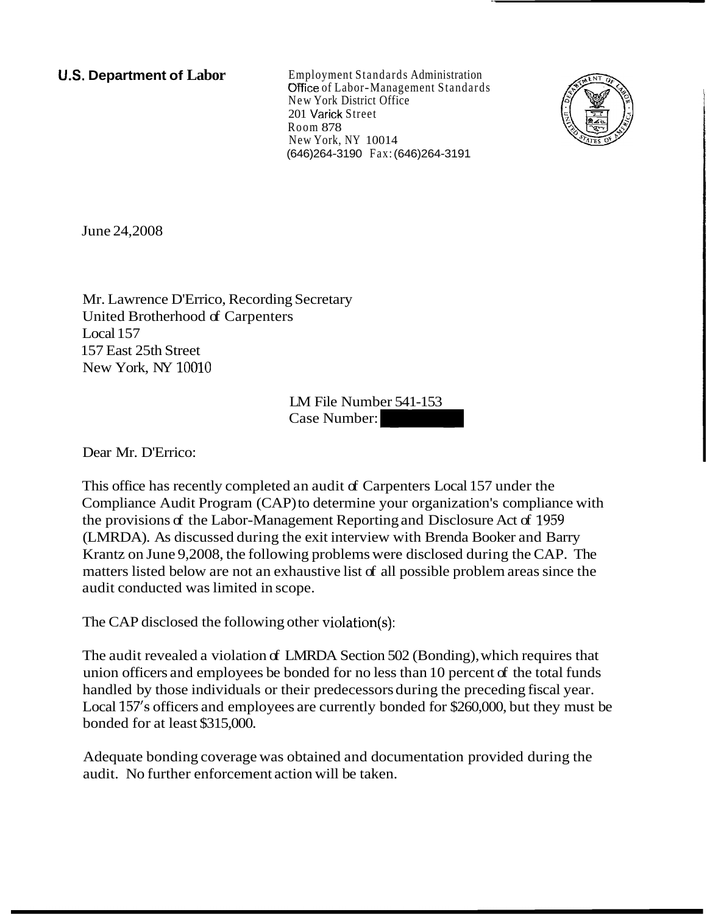**U.S. Department of Labor**

Employment Standards Administration
Office of Labor-Management Standards
New York District Office
201 Varick Street
Room 878
New York, NY 10014
(646)264-3190 Fax: (646)264-3191

June 24,2008

Mr. Lawrence D'Errico, Recording Secretary
United Brotherhood of Carpenters
Local 157
157 East 25th Street
New York, NY 10010

LM File Number 541-153
Case Number:

Dear Mr. D'Errico:

This office has recently completed an audit of Carpenters Local 157 under the Compliance Audit Program (CAP) to determine your organization's compliance with the provisions of the Labor-Management Reporting and Disclosure Act of 1959 (LMRDA). As discussed during the exit interview with Brenda Booker and Barry Krantz on June 9,2008, the following problems were disclosed during the CAP. The matters listed below are not an exhaustive list of all possible problem areas since the audit conducted was limited in scope.

The CAP disclosed the following other violation(s):

The audit revealed a violation of LMRDA Section 502 (Bonding), which requires that union officers and employees be bonded for no less than 10 percent of the total funds handled by those individuals or their predecessors during the preceding fiscal year. Local 157's officers and employees are currently bonded for $260,000, but they must be bonded for at least $315,000.

Adequate bonding coverage was obtained and documentation provided during the audit. No further enforcement action will be taken.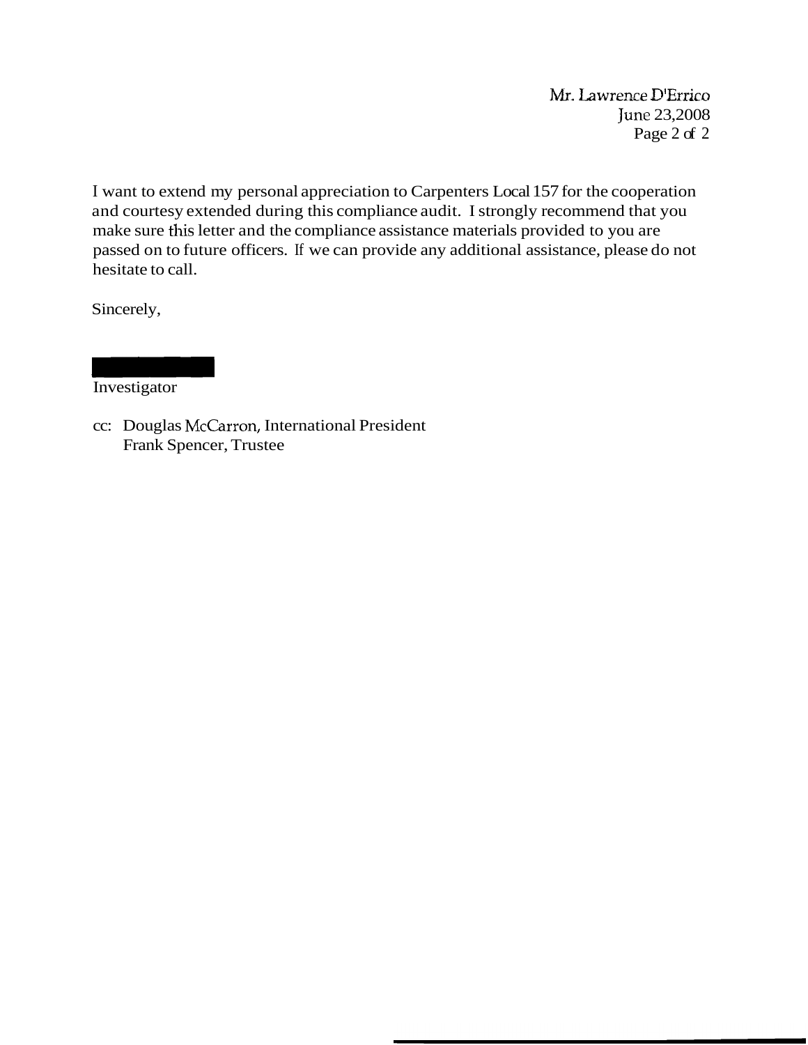I want to extend my personal appreciation to Carpenters Local 157 for the cooperation and courtesy extended during this compliance audit. I strongly recommend that you make sure this letter and the compliance assistance materials provided to you are passed on to future officers. If we can provide any additional assistance, please do not hesitate to call.

Sincerely,

Investigator

cc: Douglas McCarron, International President
Frank Spencer, Trustee